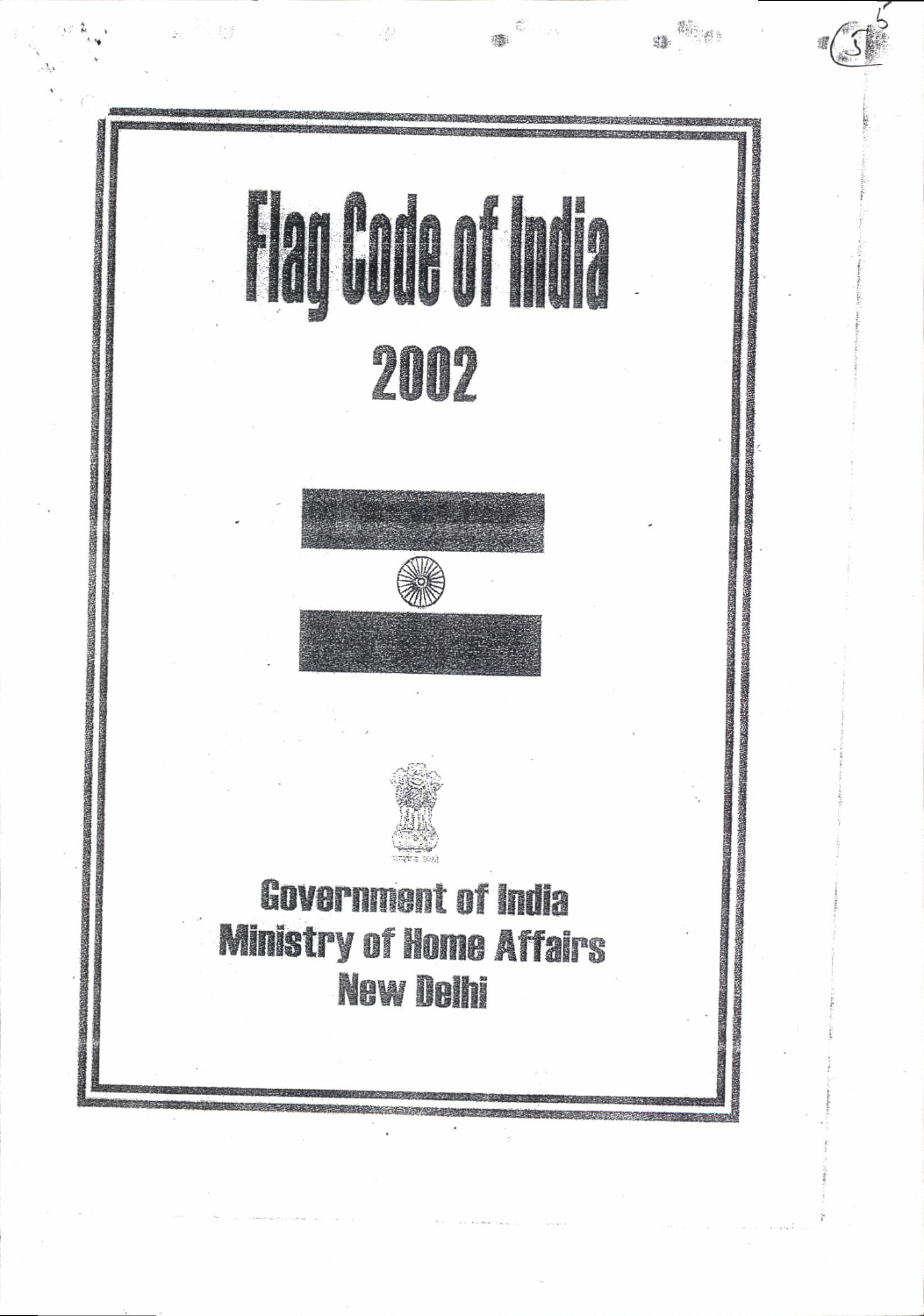# Flag Code of India

## 2002

Government of India
Ministry of Home Affairs
New Delhi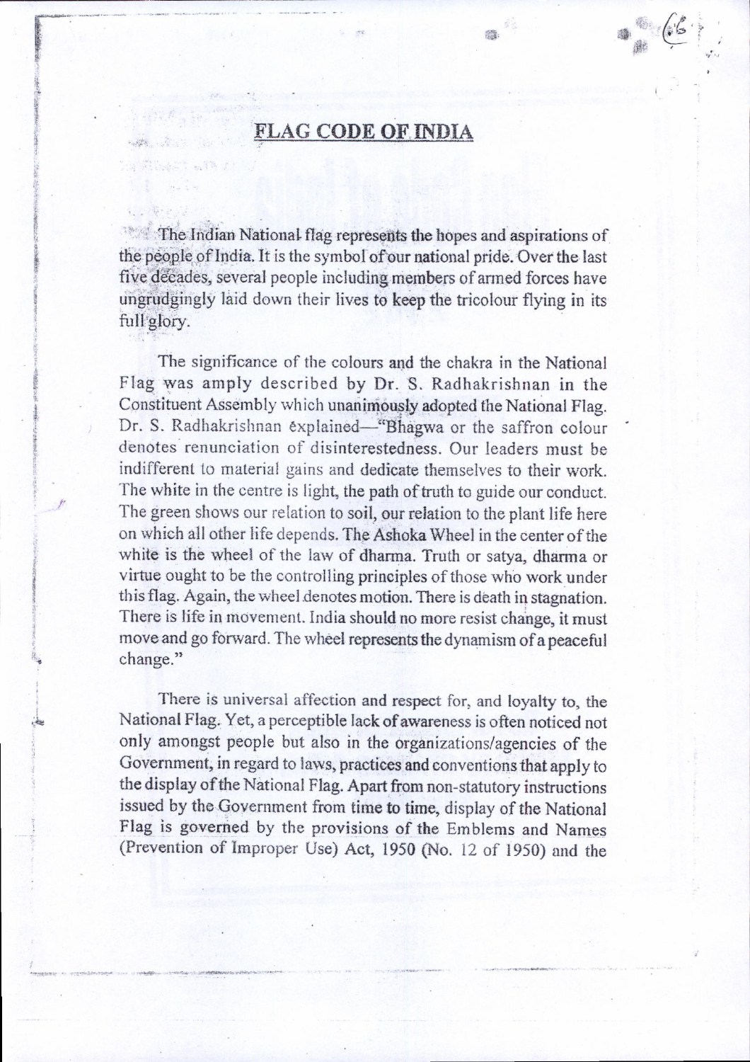# FLAG CODE OF INDIA

The Indian National flag represents the hopes and aspirations of the people of India. It is the symbol of our national pride. Over the last five decades, several people including members of armed forces have ungrudgingly laid down their lives to keep the tricolour flying in its full glory.

The significance of the colours and the chakra in the National Flag was amply described by Dr. S. Radhakrishnan in the Constituent Assembly which unanimously adopted the National Flag. Dr. S. Radhakrishnan explained—"Bhagwa or the saffron colour denotes renunciation of disinterestedness. Our leaders must be indifferent to material gains and dedicate themselves to their work. The white in the centre is light, the path of truth to guide our conduct. The green shows our relation to soil, our relation to the plant life here on which all other life depends. The Ashoka Wheel in the center of the white is the wheel of the law of dharma. Truth or satya, dharma or virtue ought to be the controlling principles of those who work under this flag. Again, the wheel denotes motion. There is death in stagnation. There is life in movement. India should no more resist change, it must move and go forward. The wheel represents the dynamism of a peaceful change."

There is universal affection and respect for, and loyalty to, the National Flag. Yet, a perceptible lack of awareness is often noticed not only amongst people but also in the organizations/agencies of the Government, in regard to laws, practices and conventions that apply to the display of the National Flag. Apart from non-statutory instructions issued by the Government from time to time, display of the National Flag is governed by the provisions of the Emblems and Names (Prevention of Improper Use) Act, 1950 (No. 12 of 1950) and the